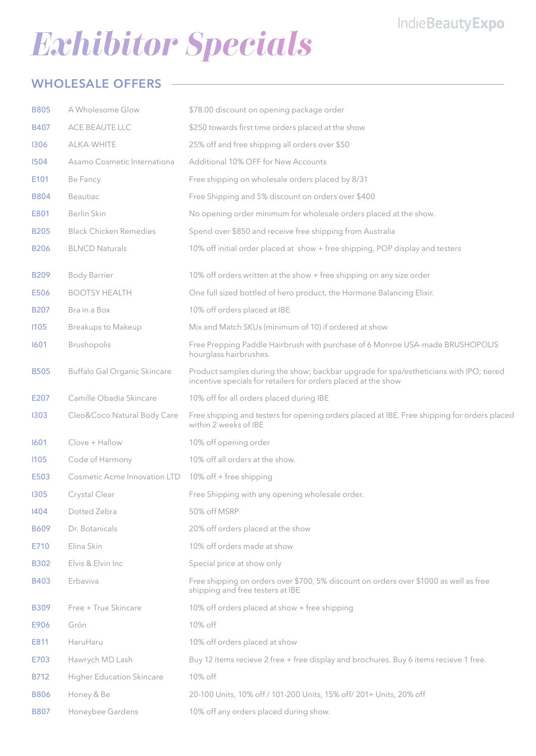IndieBeautyExpo

# Exhibitor Specials

## WHOLESALE OFFERS

| | | |
|---|---|---|
| B805 | A Wholesome Glow | $78.00 discount on opening package order |
| B407 | ACE BEAUTE LLC | $250 towards first time orders placed at the show |
| I306 | ALKA-WHITE | 25% off and free shipping all orders over $50 |
| I504 | Asamo Cosmetic Internationa | Additional 10% OFF for New Accounts |
| E101 | Be Fancy | Free shipping on wholesale orders placed by 8/31 |
| B804 | Beautiac | Free Shipping and 5% discount on orders over $400 |
| E801 | Berlin Skin | No opening order minimum for wholesale orders placed at the show. |
| B205 | Black Chicken Remedies | Spend over $850 and receive free shipping from Australia |
| B206 | BLNCD Naturals | 10% off initial order placed at show + free shipping, POP display and testers |
| B209 | Body Barrier | 10% off orders written at the show + free shipping on any size order |
| E506 | BOOTSY HEALTH | One full sized bottled of hero product, the Hormone Balancing Elixir. |
| B207 | Bra in a Box | 10% off orders placed at IBE |
| I105 | Breakups to Makeup | Mix and Match SKUs (minimum of 10) if ordered at show |
| I601 | Brushopolis | Free Prepping Paddle Hairbrush with purchase of 6 Monroe USA-made BRUSHOPOLIS hourglass hairbrushes. |
| B505 | Buffalo Gal Organic Skincare | Product samples during the show; backbar upgrade for spa/estheticians with IPO; tiered incentive specials for retailers for orders placed at the show |
| E207 | Camille Obadia Skincare | 10% off for all orders placed during IBE |
| I303 | Cleo&Coco Natural Body Care | Free shipping and testers for opening orders placed at IBE. Free shipping for orders placed within 2 weeks of IBE |
| I601 | Clove + Hallow | 10% off opening order |
| I105 | Code of Harmony | 10% off all orders at the show. |
| E503 | Cosmetic Acme Innovation LTD | 10% off + free shipping |
| I305 | Crystal Clear | Free Shipping with any opening wholesale order. |
| I404 | Dotted Zebra | 50% off MSRP |
| B609 | Dr. Botanicals | 20% off orders placed at the show |
| E710 | Elina Skin | 10% off orders made at show |
| B302 | Elvis & Elvin Inc | Special price at show only |
| B403 | Erbaviva | Free shipping on orders over $700, 5% discount on orders over $1000 as well as free shipping and free testers at IBE |
| B309 | Free + True Skincare | 10% off orders placed at show + free shipping |
| E906 | Grön | 10% off |
| E811 | HaruHaru | 10% off orders placed at show |
| E703 | Hawrych MD Lash | Buy 12 items recieve 2 free + free display and brochures. Buy 6 items recieve 1 free. |
| B712 | Higher Education Skincare | 10% off |
| B806 | Honey & Be | 20-100 Units, 10% off / 101-200 Units, 15% off/ 201+ Units, 20% off |
| B807 | Honeybee Gardens | 10% off any orders placed during show. |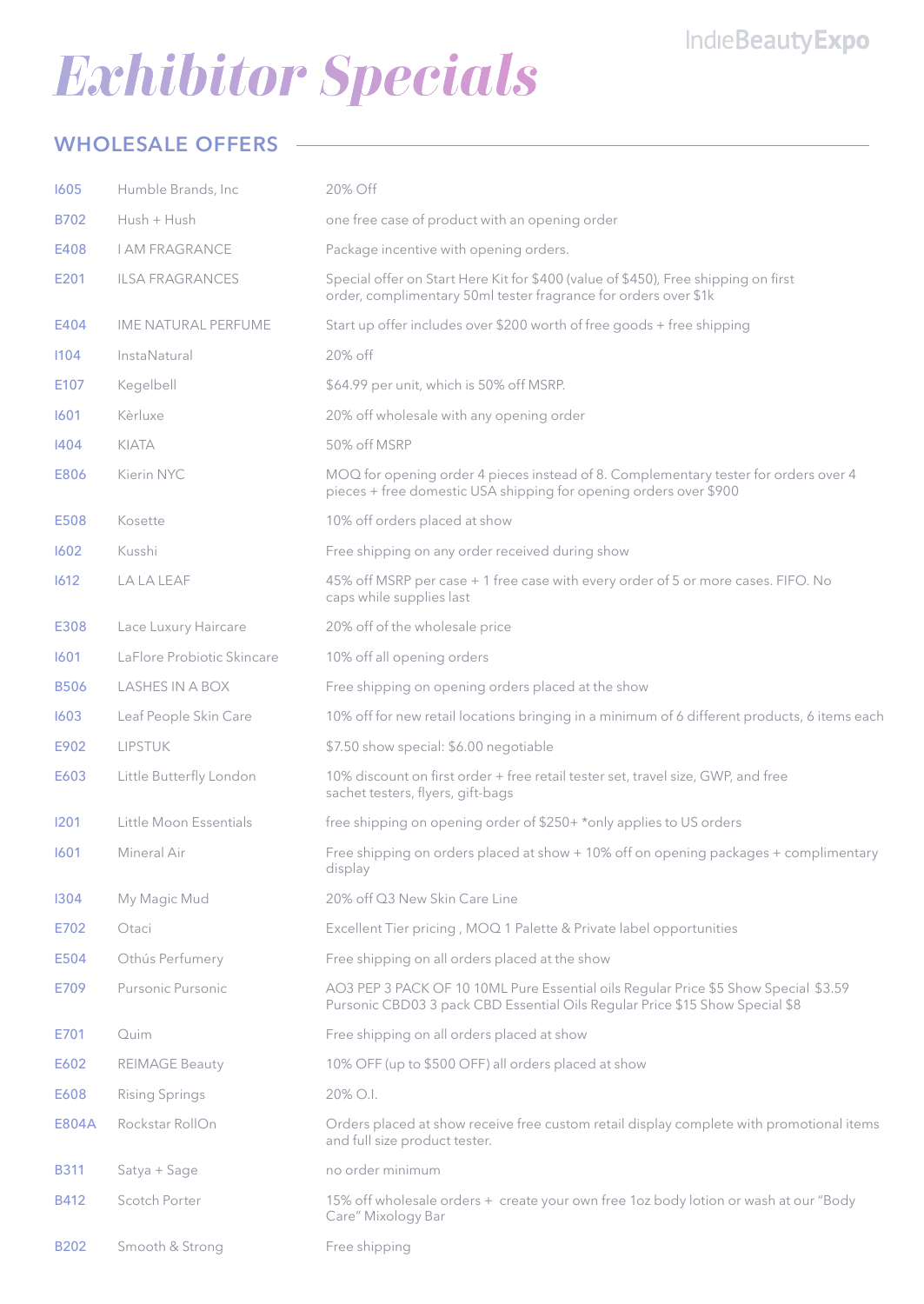# Exhibitor Specials

## WHOLESALE OFFERS

| | | |
|---|---|---|
| I605 | Humble Brands, Inc | 20% Off |
| B702 | Hush + Hush | one free case of product with an opening order |
| E408 | I AM FRAGRANCE | Package incentive with opening orders. |
| E201 | ILSA FRAGRANCES | Special offer on Start Here Kit for $400 (value of $450), Free shipping on first order, complimentary 50ml tester fragrance for orders over $1k |
| E404 | IME NATURAL PERFUME | Start up offer includes over $200 worth of free goods + free shipping |
| I104 | InstaNatural | 20% off |
| E107 | Kegelbell | $64.99 per unit, which is 50% off MSRP. |
| I601 | Kèrluxe | 20% off wholesale with any opening order |
| I404 | KIATA | 50% off MSRP |
| E806 | Kierin NYC | MOQ for opening order 4 pieces instead of 8. Complementary tester for orders over 4 pieces + free domestic USA shipping for opening orders over $900 |
| E508 | Kosette | 10% off orders placed at show |
| I602 | Kusshi | Free shipping on any order received during show |
| I612 | LA LA LEAF | 45% off MSRP per case + 1 free case with every order of 5 or more cases. FIFO. No caps while supplies last |
| E308 | Lace Luxury Haircare | 20% off of the wholesale price |
| I601 | LaFlore Probiotic Skincare | 10% off all opening orders |
| B506 | LASHES IN A BOX | Free shipping on opening orders placed at the show |
| I603 | Leaf People Skin Care | 10% off for new retail locations bringing in a minimum of 6 different products, 6 items each |
| E902 | LIPSTUK | $7.50 show special: $6.00 negotiable |
| E603 | Little Butterfly London | 10% discount on first order + free retail tester set, travel size, GWP, and free sachet testers, flyers, gift-bags |
| I201 | Little Moon Essentials | free shipping on opening order of $250+ *only applies to US orders |
| I601 | Mineral Air | Free shipping on orders placed at show + 10% off on opening packages + complimentary display |
| I304 | My Magic Mud | 20% off Q3 New Skin Care Line |
| E702 | Otaci | Excellent Tier pricing , MOQ 1 Palette & Private label opportunities |
| E504 | Othús Perfumery | Free shipping on all orders placed at the show |
| E709 | Pursonic Pursonic | AO3 PEP 3 PACK OF 10 10ML Pure Essential oils Regular Price $5 Show Special $3.59 Pursonic CBD03 3 pack CBD Essential Oils Regular Price $15 Show Special $8 |
| E701 | Quim | Free shipping on all orders placed at show |
| E602 | REIMAGE Beauty | 10% OFF (up to $500 OFF) all orders placed at show |
| E608 | Rising Springs | 20% O.I. |
| E804A | Rockstar RollOn | Orders placed at show receive free custom retail display complete with promotional items and full size product tester. |
| B311 | Satya + Sage | no order minimum |
| B412 | Scotch Porter | 15% off wholesale orders + create your own free 1oz body lotion or wash at our "Body Care" Mixology Bar |
| B202 | Smooth & Strong | Free shipping |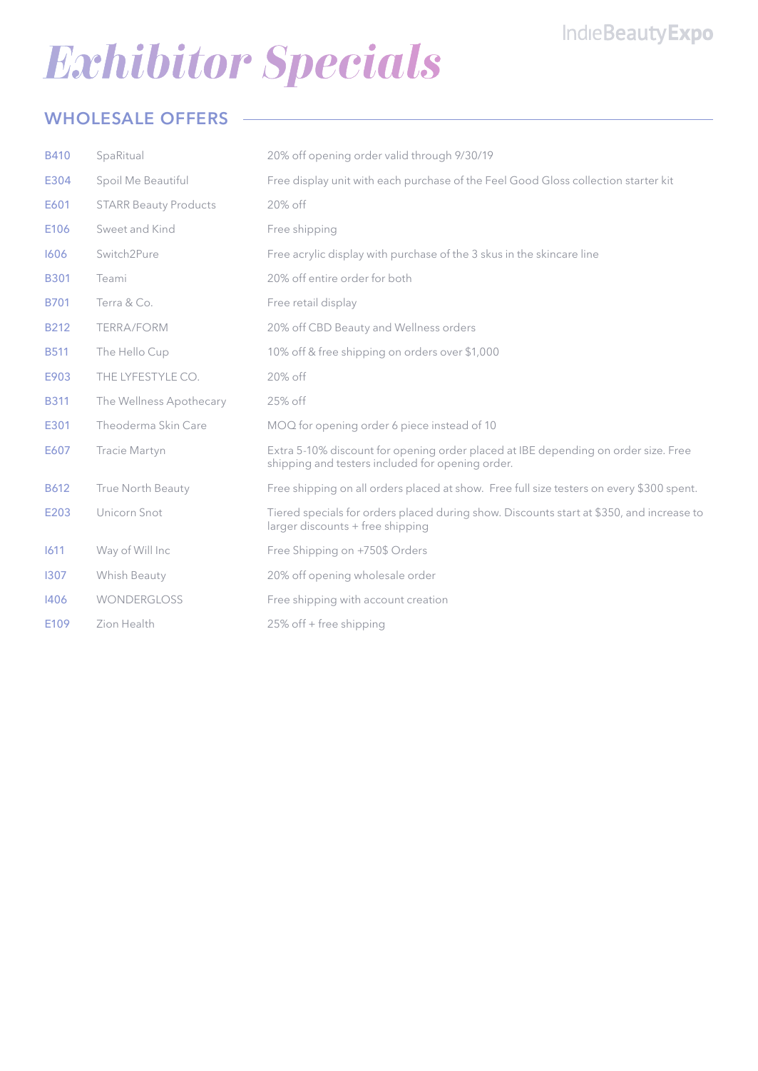# *Exhibitor Specials*

## WHOLESALE OFFERS

| | | |
|---|---|---|
| B410 | SpaRitual | 20% off opening order valid through 9/30/19 |
| E304 | Spoil Me Beautiful | Free display unit with each purchase of the Feel Good Gloss collection starter kit |
| E601 | STARR Beauty Products | 20% off |
| E106 | Sweet and Kind | Free shipping |
| I606 | Switch2Pure | Free acrylic display with purchase of the 3 skus in the skincare line |
| B301 | Teami | 20% off entire order for both |
| B701 | Terra & Co. | Free retail display |
| B212 | TERRA/FORM | 20% off CBD Beauty and Wellness orders |
| B511 | The Hello Cup | 10% off & free shipping on orders over $1,000 |
| E903 | THE LYFESTYLE CO. | 20% off |
| B311 | The Wellness Apothecary | 25% off |
| E301 | Theoderma Skin Care | MOQ for opening order 6 piece instead of 10 |
| E607 | Tracie Martyn | Extra 5-10% discount for opening order placed at IBE depending on order size. Free shipping and testers included for opening order. |
| B612 | True North Beauty | Free shipping on all orders placed at show. Free full size testers on every $300 spent. |
| E203 | Unicorn Snot | Tiered specials for orders placed during show. Discounts start at $350, and increase to larger discounts + free shipping |
| I611 | Way of Will Inc | Free Shipping on +750$ Orders |
| I307 | Whish Beauty | 20% off opening wholesale order |
| I406 | WONDERGLOSS | Free shipping with account creation |
| E109 | Zion Health | 25% off + free shipping |